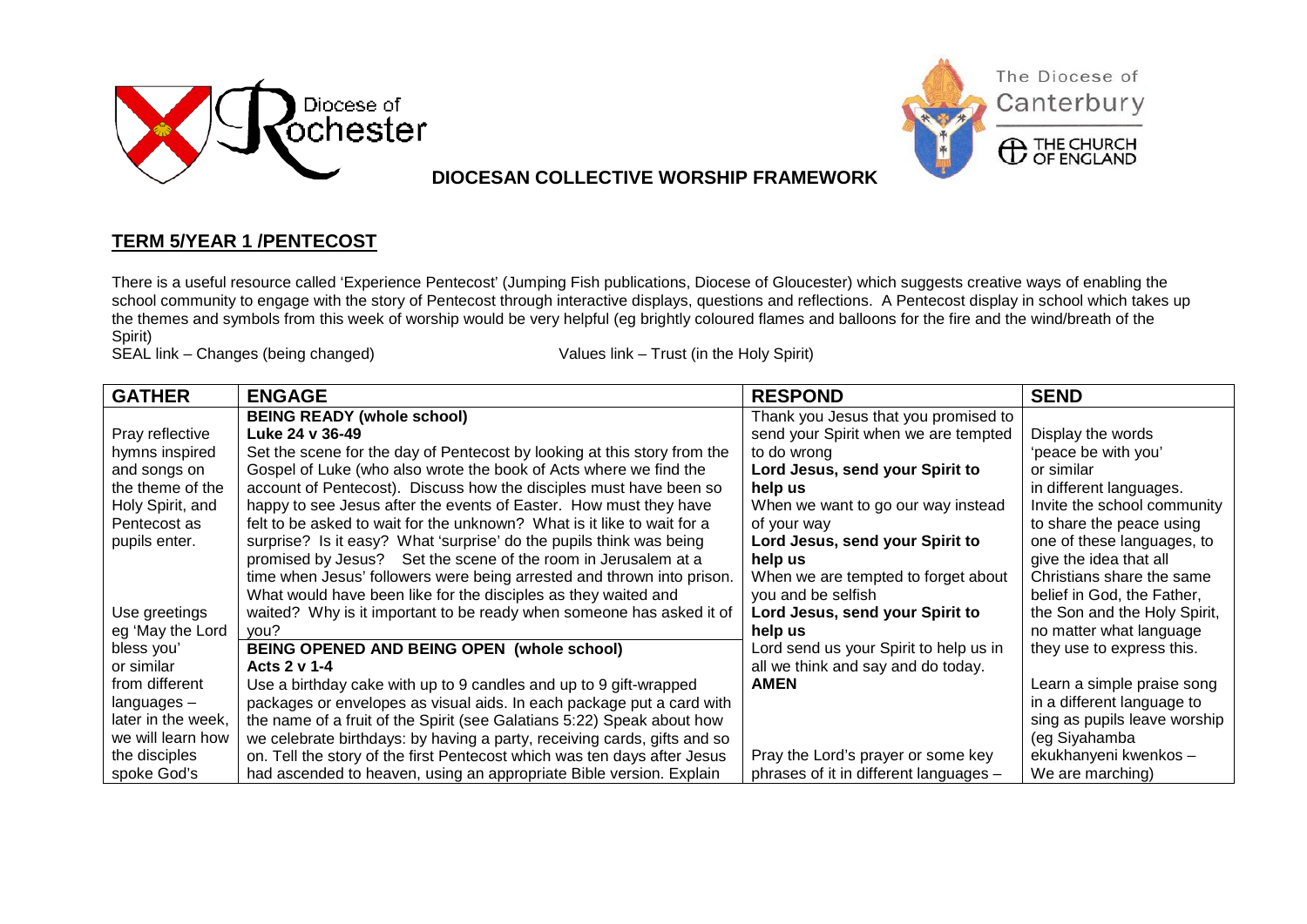Diocese of Rochester

The Diocese of Canterbury
THE CHURCH OF ENGLAND

**DIOCESAN COLLECTIVE WORSHIP FRAMEWORK**

## TERM 5/YEAR 1 /PENTECOST

There is a useful resource called 'Experience Pentecost' (Jumping Fish publications, Diocese of Gloucester) which suggests creative ways of enabling the school community to engage with the story of Pentecost through interactive displays, questions and reflections. A Pentecost display in school which takes up the themes and symbols from this week of worship would be very helpful (eg brightly coloured flames and balloons for the fire and the wind/breath of the Spirit)

SEAL link – Changes (being changed) Values link – Trust (in the Holy Spirit)

| GATHER | ENGAGE | RESPOND | SEND |
|---|---|---|---|
| Pray reflective hymns inspired and songs on the theme of the Holy Spirit, and Pentecost as pupils enter.<br><br>Use greetings eg 'May the Lord bless you' or similar from different languages – later in the week, we will learn how the disciples spoke God's | **BEING READY (whole school)**<br>**Luke 24 v 36-49**<br>Set the scene for the day of Pentecost by looking at this story from the Gospel of Luke (who also wrote the book of Acts where we find the account of Pentecost). Discuss how the disciples must have been so happy to see Jesus after the events of Easter. How must they have felt to be asked to wait for the unknown? What is it like to wait for a surprise? Is it easy? What 'surprise' do the pupils think was being promised by Jesus? Set the scene of the room in Jerusalem at a time when Jesus' followers were being arrested and thrown into prison. What would have been like for the disciples as they waited and waited? Why is it important to be ready when someone has asked it of you?<br>**BEING OPENED AND BEING OPEN (whole school)**<br>**Acts 2 v 1-4**<br>Use a birthday cake with up to 9 candles and up to 9 gift-wrapped packages or envelopes as visual aids. In each package put a card with the name of a fruit of the Spirit (see Galatians 5:22) Speak about how we celebrate birthdays: by having a party, receiving cards, gifts and so on. Tell the story of the first Pentecost which was ten days after Jesus had ascended to heaven, using an appropriate Bible version. Explain | Thank you Jesus that you promised to send your Spirit when we are tempted to do wrong<br>**Lord Jesus, send your Spirit to help us**<br>When we want to go our way instead of your way<br>**Lord Jesus, send your Spirit to help us**<br>When we are tempted to forget about you and be selfish<br>**Lord Jesus, send your Spirit to help us**<br>Lord send us your Spirit to help us in all we think and say and do today.<br>**AMEN**<br><br>Pray the Lord's prayer or some key phrases of it in different languages – | Display the words 'peace be with you' or similar in different languages.<br>Invite the school community to share the peace using one of these languages, to give the idea that all Christians share the same belief in God, the Father, the Son and the Holy Spirit, no matter what language they use to express this.<br><br>Learn a simple praise song in a different language to sing as pupils leave worship (eg Siyahamba ekukhanyeni kwenkos – We are marching) |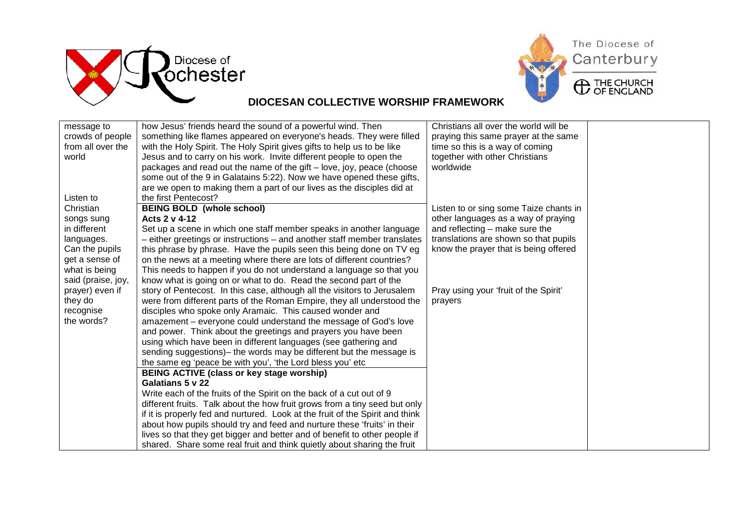**DIOCESAN COLLECTIVE WORSHIP FRAMEWORK**

| | | | |
|---|---|---|---|
| message to crowds of people from all over the world<br><br>Listen to Christian songs sung in different languages. Can the pupils get a sense of what is being said (praise, joy, prayer) even if they do recognise the words? | how Jesus' friends heard the sound of a powerful wind. Then something like flames appeared on everyone's heads. They were filled with the Holy Spirit. The Holy Spirit gives gifts to help us to be like Jesus and to carry on his work. Invite different people to open the packages and read out the name of the gift – love, joy, peace (choose some out of the 9 in Galatains 5:22). Now we have opened these gifts, are we open to making them a part of our lives as the disciples did at the first Pentecost?<br><br>**BEING BOLD (whole school)**<br>**Acts 2 v 4-12**<br>Set up a scene in which one staff member speaks in another language – either greetings or instructions – and another staff member translates this phrase by phrase. Have the pupils seen this being done on TV eg on the news at a meeting where there are lots of different countries? This needs to happen if you do not understand a language so that you know what is going on or what to do. Read the second part of the story of Pentecost. In this case, although all the visitors to Jerusalem were from different parts of the Roman Empire, they all understood the disciples who spoke only Aramaic. This caused wonder and amazement – everyone could understand the message of God's love and power. Think about the greetings and prayers you have been using which have been in different languages (see gathering and sending suggestions)– the words may be different but the message is the same eg 'peace be with you', 'the Lord bless you' etc<br><br>**BEING ACTIVE (class or key stage worship)**<br>**Galatians 5 v 22**<br>Write each of the fruits of the Spirit on the back of a cut out of 9 different fruits. Talk about the how fruit grows from a tiny seed but only if it is properly fed and nurtured. Look at the fruit of the Spirit and think about how pupils should try and feed and nurture these 'fruits' in their lives so that they get bigger and better and of benefit to other people if shared. Share some real fruit and think quietly about sharing the fruit | Christians all over the world will be praying this same prayer at the same time so this is a way of coming together with other Christians worldwide<br><br>Listen to or sing some Taize chants in other languages as a way of praying and reflecting – make sure the translations are shown so that pupils know the prayer that is being offered<br><br>Pray using your 'fruit of the Spirit' prayers | |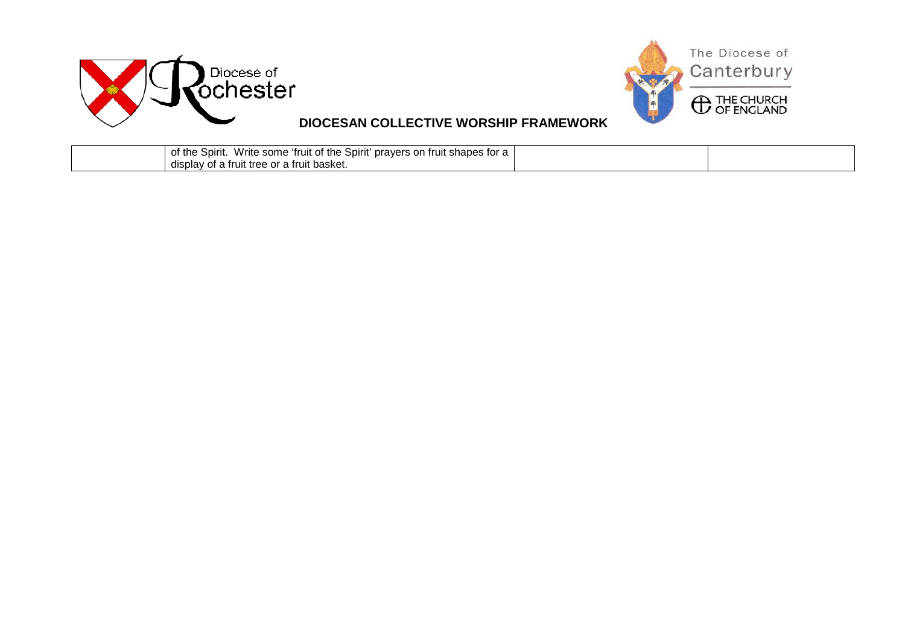| | | | |
|---|---|---|---|
| | of the Spirit. Write some 'fruit of the Spirit' prayers on fruit shapes for a display of a fruit tree or a fruit basket. | | |